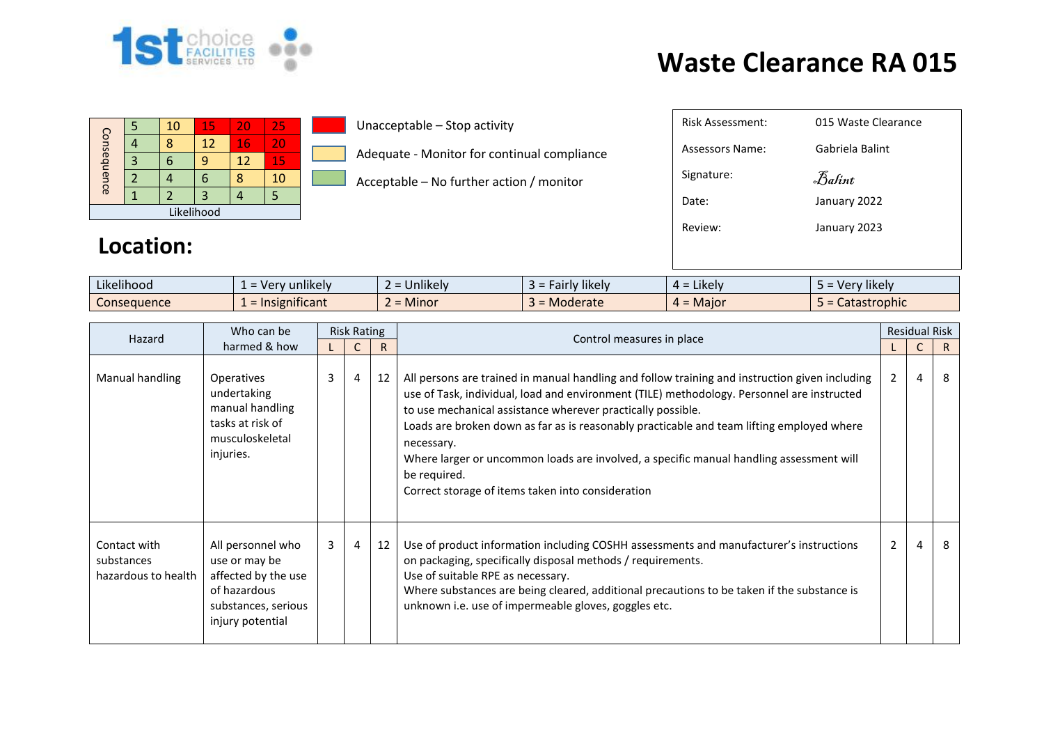1st choice FACILITIES SERVICES LTD

# Waste Clearance RA 015

| Consequence | | | | | |
|---|---|---|---|---|---|
| | 5 | 10 | 15 | 20 | 25 |
| | 4 | 8 | 12 | 16 | 20 |
| | 3 | 6 | 9 | 12 | 15 |
| | 2 | 4 | 6 | 8 | 10 |
| | 1 | 2 | 3 | 4 | 5 |
| Likelihood | | | | | |

- Red: Unacceptable – Stop activity
- Yellow: Adequate - Monitor for continual compliance
- Green: Acceptable – No further action / monitor

| | |
|---|---|
| Risk Assessment: | 015 Waste Clearance |
| Assessors Name: | Gabriela Balint |
| Signature: | Balint |
| Date: | January 2022 |
| Review: | January 2023 |

## Location:

| | | | | | |
|---|---|---|---|---|---|
| Likelihood | 1 = Very unlikely | 2 = Unlikely | 3 = Fairly likely | 4 = Likely | 5 = Very likely |
| Consequence | 1 = Insignificant | 2 = Minor | 3 = Moderate | 4 = Major | 5 = Catastrophic |

| Hazard | Who can be harmed & how | Risk Rating | | | Control measures in place | Residual Risk | | |
|---|---|---|---|---|---|---|---|---|
| | | L | C | R | | L | C | R |
| Manual handling | Operatives undertaking manual handling tasks at risk of musculoskeletal injuries. | 3 | 4 | 12 | All persons are trained in manual handling and follow training and instruction given including use of Task, individual, load and environment (TILE) methodology. Personnel are instructed to use mechanical assistance wherever practically possible.<br>Loads are broken down as far as is reasonably practicable and team lifting employed where necessary.<br>Where larger or uncommon loads are involved, a specific manual handling assessment will be required.<br>Correct storage of items taken into consideration | 2 | 4 | 8 |
| Contact with substances hazardous to health | All personnel who use or may be affected by the use of hazardous substances, serious injury potential | 3 | 4 | 12 | Use of product information including COSHH assessments and manufacturer's instructions on packaging, specifically disposal methods / requirements.<br>Use of suitable RPE as necessary.<br>Where substances are being cleared, additional precautions to be taken if the substance is unknown i.e. use of impermeable gloves, goggles etc. | 2 | 4 | 8 |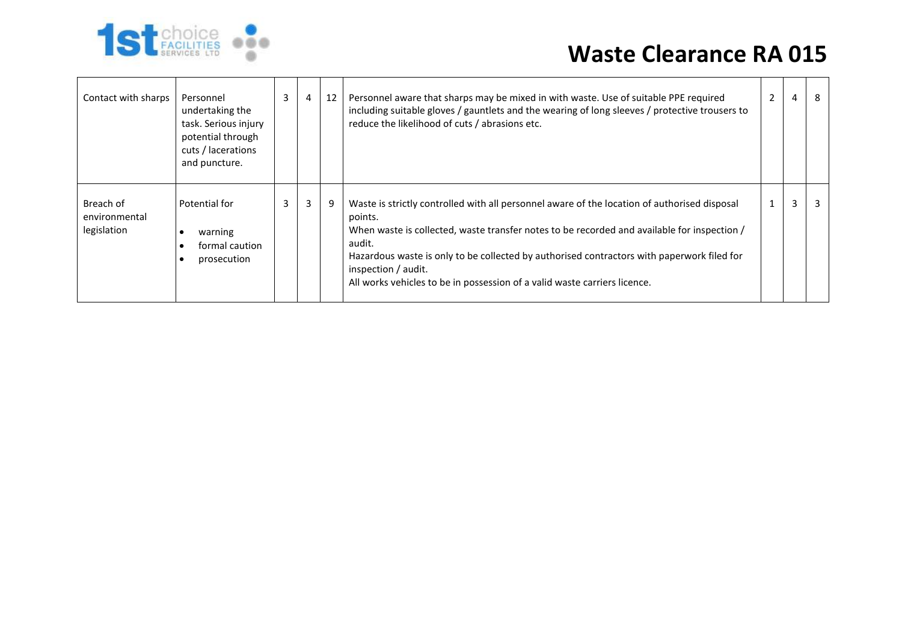| | | | | | | | | |
|---|---|---|---|---|---|---|---|---|
| Contact with sharps | Personnel undertaking the task. Serious injury potential through cuts / lacerations and puncture. | 3 | 4 | 12 | Personnel aware that sharps may be mixed in with waste. Use of suitable PPE required including suitable gloves / gauntlets and the wearing of long sleeves / protective trousers to reduce the likelihood of cuts / abrasions etc. | 2 | 4 | 8 |
| Breach of environmental legislation | Potential for<br>• warning<br>• formal caution<br>• prosecution | 3 | 3 | 9 | Waste is strictly controlled with all personnel aware of the location of authorised disposal points.<br>When waste is collected, waste transfer notes to be recorded and available for inspection / audit.<br>Hazardous waste is only to be collected by authorised contractors with paperwork filed for inspection / audit.<br>All works vehicles to be in possession of a valid waste carriers licence. | 1 | 3 | 3 |